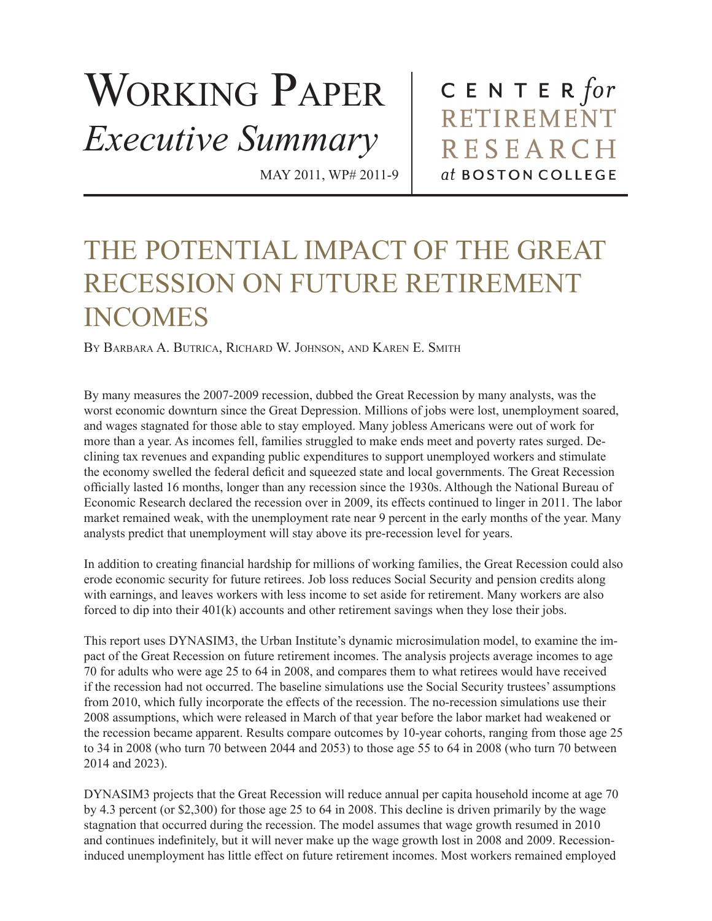# Working Paper
*Executive Summary*

MAY 2011, WP# 2011-9

CENTER *for* RETIREMENT RESEARCH *at* BOSTON COLLEGE

## THE POTENTIAL IMPACT OF THE GREAT RECESSION ON FUTURE RETIREMENT INCOMES

By Barbara A. Butrica, Richard W. Johnson, and Karen E. Smith

By many measures the 2007-2009 recession, dubbed the Great Recession by many analysts, was the worst economic downturn since the Great Depression. Millions of jobs were lost, unemployment soared, and wages stagnated for those able to stay employed. Many jobless Americans were out of work for more than a year. As incomes fell, families struggled to make ends meet and poverty rates surged. Declining tax revenues and expanding public expenditures to support unemployed workers and stimulate the economy swelled the federal deficit and squeezed state and local governments. The Great Recession officially lasted 16 months, longer than any recession since the 1930s. Although the National Bureau of Economic Research declared the recession over in 2009, its effects continued to linger in 2011. The labor market remained weak, with the unemployment rate near 9 percent in the early months of the year. Many analysts predict that unemployment will stay above its pre-recession level for years.

In addition to creating financial hardship for millions of working families, the Great Recession could also erode economic security for future retirees. Job loss reduces Social Security and pension credits along with earnings, and leaves workers with less income to set aside for retirement. Many workers are also forced to dip into their 401(k) accounts and other retirement savings when they lose their jobs.

This report uses DYNASIM3, the Urban Institute's dynamic microsimulation model, to examine the impact of the Great Recession on future retirement incomes. The analysis projects average incomes to age 70 for adults who were age 25 to 64 in 2008, and compares them to what retirees would have received if the recession had not occurred. The baseline simulations use the Social Security trustees' assumptions from 2010, which fully incorporate the effects of the recession. The no-recession simulations use their 2008 assumptions, which were released in March of that year before the labor market had weakened or the recession became apparent. Results compare outcomes by 10-year cohorts, ranging from those age 25 to 34 in 2008 (who turn 70 between 2044 and 2053) to those age 55 to 64 in 2008 (who turn 70 between 2014 and 2023).

DYNASIM3 projects that the Great Recession will reduce annual per capita household income at age 70 by 4.3 percent (or $2,300) for those age 25 to 64 in 2008. This decline is driven primarily by the wage stagnation that occurred during the recession. The model assumes that wage growth resumed in 2010 and continues indefinitely, but it will never make up the wage growth lost in 2008 and 2009. Recession-induced unemployment has little effect on future retirement incomes. Most workers remained employed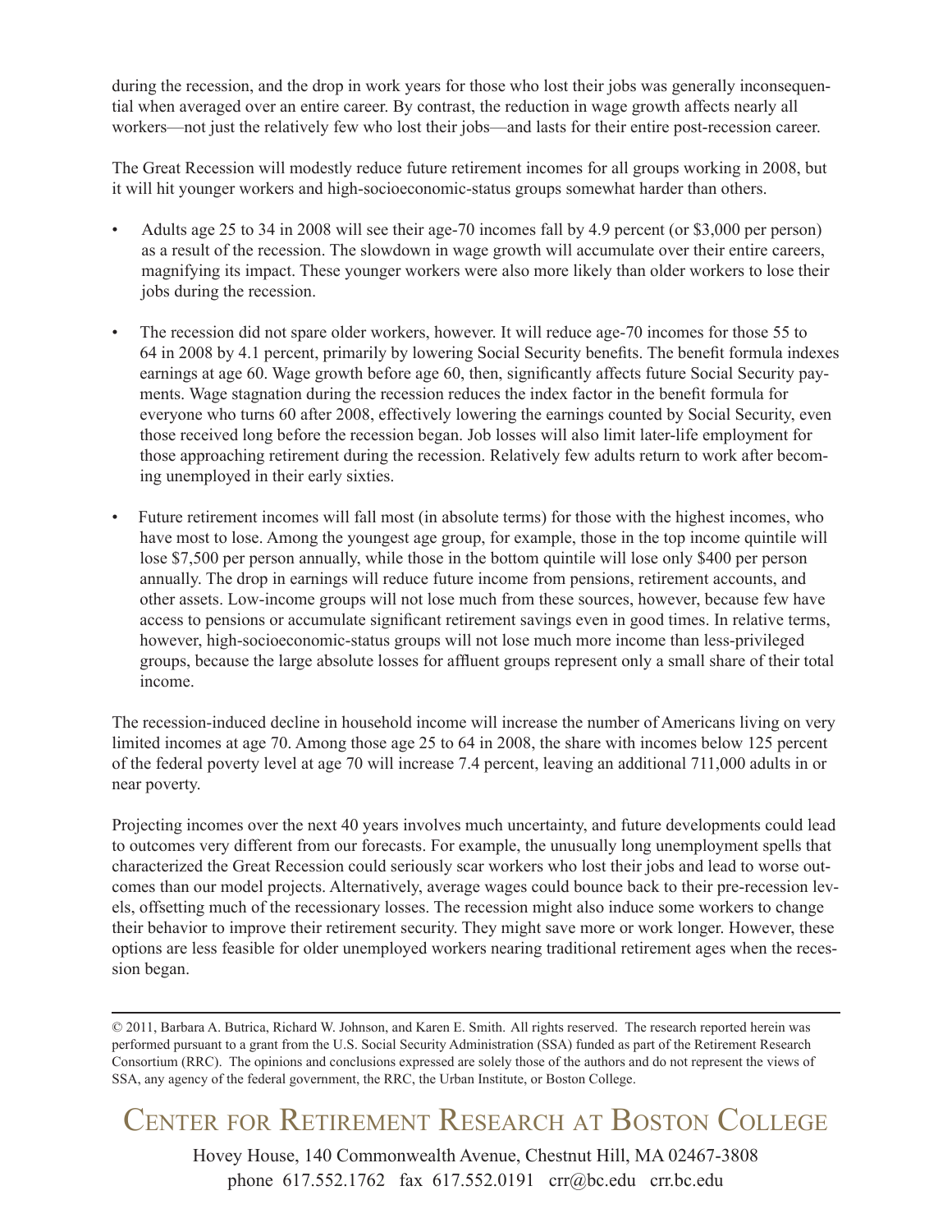during the recession, and the drop in work years for those who lost their jobs was generally inconsequential when averaged over an entire career. By contrast, the reduction in wage growth affects nearly all workers—not just the relatively few who lost their jobs—and lasts for their entire post-recession career.

The Great Recession will modestly reduce future retirement incomes for all groups working in 2008, but it will hit younger workers and high-socioeconomic-status groups somewhat harder than others.

- Adults age 25 to 34 in 2008 will see their age-70 incomes fall by 4.9 percent (or $3,000 per person) as a result of the recession. The slowdown in wage growth will accumulate over their entire careers, magnifying its impact. These younger workers were also more likely than older workers to lose their jobs during the recession.

- The recession did not spare older workers, however. It will reduce age-70 incomes for those 55 to 64 in 2008 by 4.1 percent, primarily by lowering Social Security benefits. The benefit formula indexes earnings at age 60. Wage growth before age 60, then, significantly affects future Social Security payments. Wage stagnation during the recession reduces the index factor in the benefit formula for everyone who turns 60 after 2008, effectively lowering the earnings counted by Social Security, even those received long before the recession began. Job losses will also limit later-life employment for those approaching retirement during the recession. Relatively few adults return to work after becoming unemployed in their early sixties.

- Future retirement incomes will fall most (in absolute terms) for those with the highest incomes, who have most to lose. Among the youngest age group, for example, those in the top income quintile will lose $7,500 per person annually, while those in the bottom quintile will lose only $400 per person annually. The drop in earnings will reduce future income from pensions, retirement accounts, and other assets. Low-income groups will not lose much from these sources, however, because few have access to pensions or accumulate significant retirement savings even in good times. In relative terms, however, high-socioeconomic-status groups will not lose much more income than less-privileged groups, because the large absolute losses for affluent groups represent only a small share of their total income.

The recession-induced decline in household income will increase the number of Americans living on very limited incomes at age 70. Among those age 25 to 64 in 2008, the share with incomes below 125 percent of the federal poverty level at age 70 will increase 7.4 percent, leaving an additional 711,000 adults in or near poverty.

Projecting incomes over the next 40 years involves much uncertainty, and future developments could lead to outcomes very different from our forecasts. For example, the unusually long unemployment spells that characterized the Great Recession could seriously scar workers who lost their jobs and lead to worse outcomes than our model projects. Alternatively, average wages could bounce back to their pre-recession levels, offsetting much of the recessionary losses. The recession might also induce some workers to change their behavior to improve their retirement security. They might save more or work longer. However, these options are less feasible for older unemployed workers nearing traditional retirement ages when the recession began.

---

© 2011, Barbara A. Butrica, Richard W. Johnson, and Karen E. Smith. All rights reserved. The research reported herein was performed pursuant to a grant from the U.S. Social Security Administration (SSA) funded as part of the Retirement Research Consortium (RRC). The opinions and conclusions expressed are solely those of the authors and do not represent the views of SSA, any agency of the federal government, the RRC, the Urban Institute, or Boston College.

## Center for Retirement Research at Boston College

Hovey House, 140 Commonwealth Avenue, Chestnut Hill, MA 02467-3808
phone 617.552.1762 fax 617.552.0191 crr@bc.edu crr.bc.edu